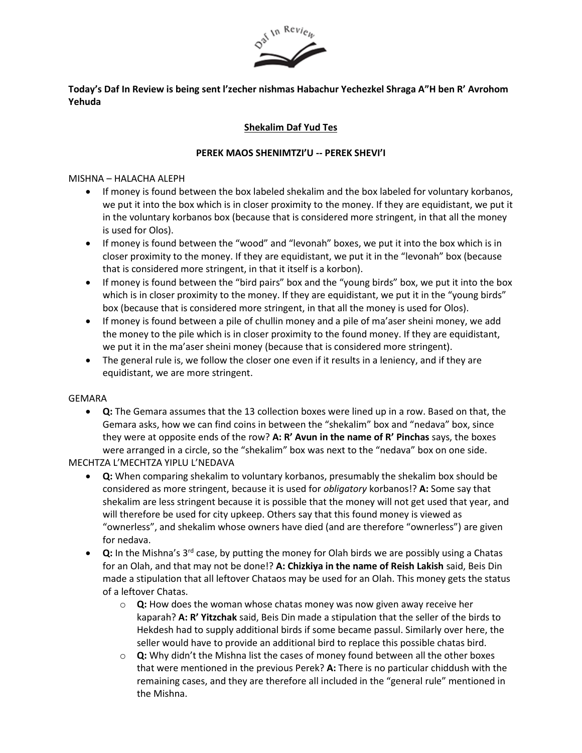**Today's Daf In Review is being sent l'zecher nishmas Habachur Yechezkel Shraga A"H ben R' Avrohom Yehuda**

## Shekalim Daf Yud Tes

### PEREK MAOS SHENIMTZI'U -- PEREK SHEVI'I

MISHNA – HALACHA ALEPH

- If money is found between the box labeled shekalim and the box labeled for voluntary korbanos, we put it into the box which is in closer proximity to the money. If they are equidistant, we put it in the voluntary korbanos box (because that is considered more stringent, in that all the money is used for Olos).
- If money is found between the "wood" and "levonah" boxes, we put it into the box which is in closer proximity to the money. If they are equidistant, we put it in the "levonah" box (because that is considered more stringent, in that it itself is a korbon).
- If money is found between the "bird pairs" box and the "young birds" box, we put it into the box which is in closer proximity to the money. If they are equidistant, we put it in the "young birds" box (because that is considered more stringent, in that all the money is used for Olos).
- If money is found between a pile of chullin money and a pile of ma'aser sheini money, we add the money to the pile which is in closer proximity to the found money. If they are equidistant, we put it in the ma'aser sheini money (because that is considered more stringent).
- The general rule is, we follow the closer one even if it results in a leniency, and if they are equidistant, we are more stringent.

GEMARA

- **Q:** The Gemara assumes that the 13 collection boxes were lined up in a row. Based on that, the Gemara asks, how we can find coins in between the "shekalim" box and "nedava" box, since they were at opposite ends of the row? **A: R' Avun in the name of R' Pinchas** says, the boxes were arranged in a circle, so the "shekalim" box was next to the "nedava" box on one side.

MECHTZA L'MECHTZA YIPLU L'NEDAVA

- **Q:** When comparing shekalim to voluntary korbanos, presumably the shekalim box should be considered as more stringent, because it is used for *obligatory* korbanos!? **A:** Some say that shekalim are less stringent because it is possible that the money will not get used that year, and will therefore be used for city upkeep. Others say that this found money is viewed as "ownerless", and shekalim whose owners have died (and are therefore "ownerless") are given for nedava.
- **Q:** In the Mishna's 3rd case, by putting the money for Olah birds we are possibly using a Chatas for an Olah, and that may not be done!? **A: Chizkiya in the name of Reish Lakish** said, Beis Din made a stipulation that all leftover Chataos may be used for an Olah. This money gets the status of a leftover Chatas.
  - **Q:** How does the woman whose chatas money was now given away receive her kaparah? **A: R' Yitzchak** said, Beis Din made a stipulation that the seller of the birds to Hekdesh had to supply additional birds if some became passul. Similarly over here, the seller would have to provide an additional bird to replace this possible chatas bird.
  - **Q:** Why didn't the Mishna list the cases of money found between all the other boxes that were mentioned in the previous Perek? **A:** There is no particular chiddush with the remaining cases, and they are therefore all included in the "general rule" mentioned in the Mishna.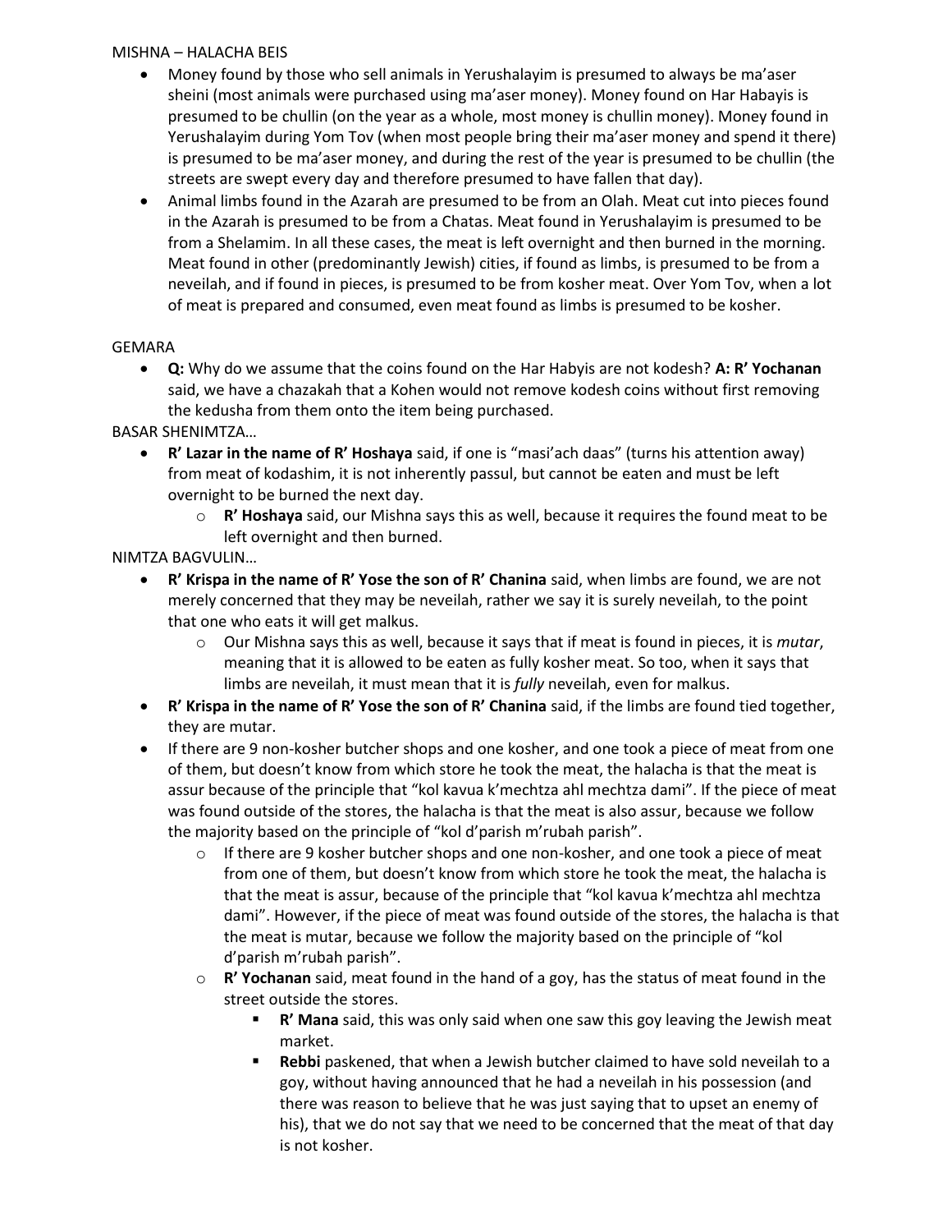MISHNA – HALACHA BEIS

- Money found by those who sell animals in Yerushalayim is presumed to always be ma'aser sheini (most animals were purchased using ma'aser money). Money found on Har Habayis is presumed to be chullin (on the year as a whole, most money is chullin money). Money found in Yerushalayim during Yom Tov (when most people bring their ma'aser money and spend it there) is presumed to be ma'aser money, and during the rest of the year is presumed to be chullin (the streets are swept every day and therefore presumed to have fallen that day).
- Animal limbs found in the Azarah are presumed to be from an Olah. Meat cut into pieces found in the Azarah is presumed to be from a Chatas. Meat found in Yerushalayim is presumed to be from a Shelamim. In all these cases, the meat is left overnight and then burned in the morning. Meat found in other (predominantly Jewish) cities, if found as limbs, is presumed to be from a neveilah, and if found in pieces, is presumed to be from kosher meat. Over Yom Tov, when a lot of meat is prepared and consumed, even meat found as limbs is presumed to be kosher.

GEMARA

- **Q:** Why do we assume that the coins found on the Har Habyis are not kodesh? **A: R' Yochanan** said, we have a chazakah that a Kohen would not remove kodesh coins without first removing the kedusha from them onto the item being purchased.

BASAR SHENIMTZA…

- **R' Lazar in the name of R' Hoshaya** said, if one is "masi'ach daas" (turns his attention away) from meat of kodashim, it is not inherently passul, but cannot be eaten and must be left overnight to be burned the next day.
  - **R' Hoshaya** said, our Mishna says this as well, because it requires the found meat to be left overnight and then burned.

NIMTZA BAGVULIN…

- **R' Krispa in the name of R' Yose the son of R' Chanina** said, when limbs are found, we are not merely concerned that they may be neveilah, rather we say it is surely neveilah, to the point that one who eats it will get malkus.
  - Our Mishna says this as well, because it says that if meat is found in pieces, it is *mutar*, meaning that it is allowed to be eaten as fully kosher meat. So too, when it says that limbs are neveilah, it must mean that it is *fully* neveilah, even for malkus.
- **R' Krispa in the name of R' Yose the son of R' Chanina** said, if the limbs are found tied together, they are mutar.
- If there are 9 non-kosher butcher shops and one kosher, and one took a piece of meat from one of them, but doesn't know from which store he took the meat, the halacha is that the meat is assur because of the principle that "kol kavua k'mechtza ahl mechtza dami". If the piece of meat was found outside of the stores, the halacha is that the meat is also assur, because we follow the majority based on the principle of "kol d'parish m'rubah parish".
  - If there are 9 kosher butcher shops and one non-kosher, and one took a piece of meat from one of them, but doesn't know from which store he took the meat, the halacha is that the meat is assur, because of the principle that "kol kavua k'mechtza ahl mechtza dami". However, if the piece of meat was found outside of the stores, the halacha is that the meat is mutar, because we follow the majority based on the principle of "kol d'parish m'rubah parish".
  - **R' Yochanan** said, meat found in the hand of a goy, has the status of meat found in the street outside the stores.
    - **R' Mana** said, this was only said when one saw this goy leaving the Jewish meat market.
    - **Rebbi** paskened, that when a Jewish butcher claimed to have sold neveilah to a goy, without having announced that he had a neveilah in his possession (and there was reason to believe that he was just saying that to upset an enemy of his), that we do not say that we need to be concerned that the meat of that day is not kosher.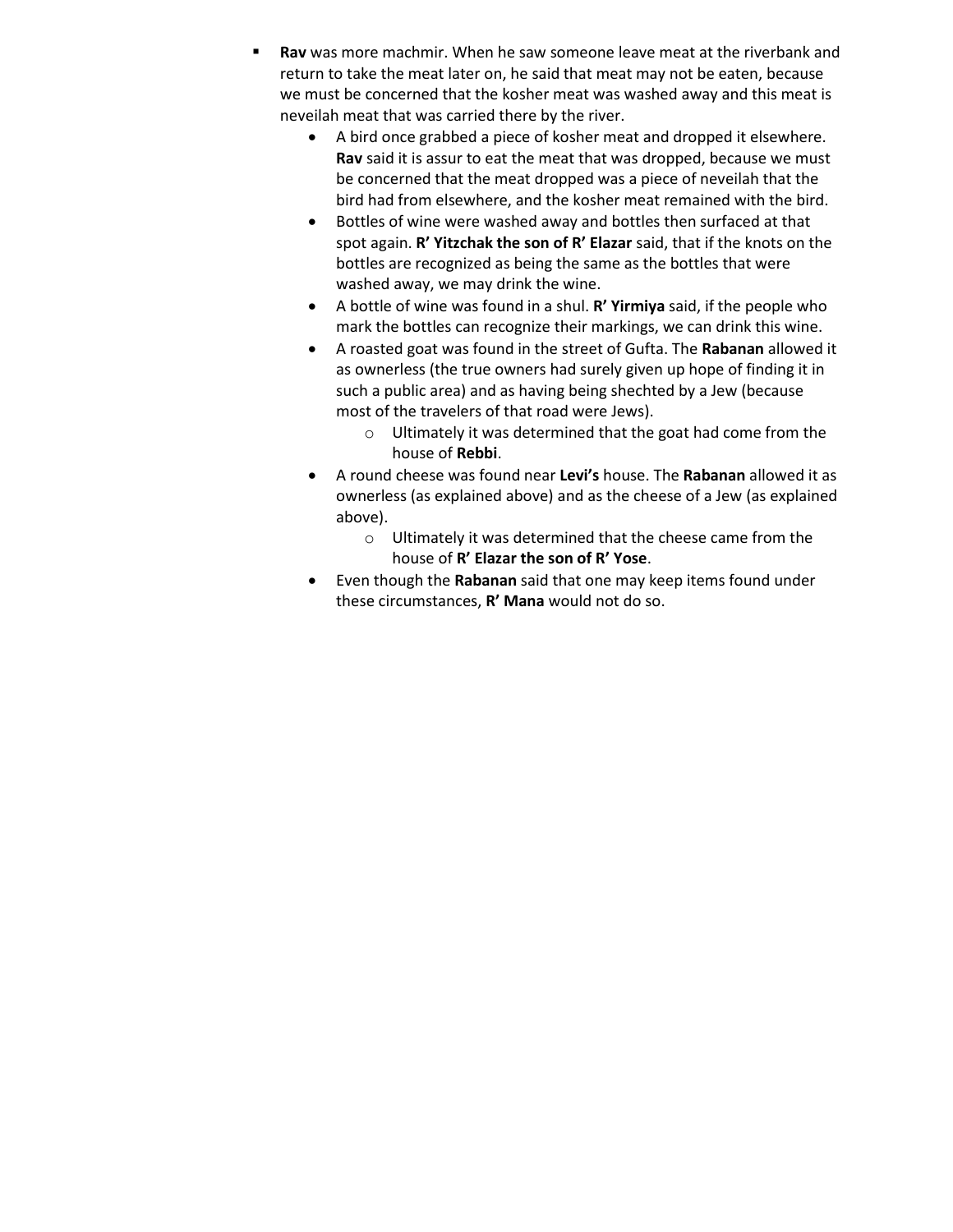- **Rav** was more machmir. When he saw someone leave meat at the riverbank and return to take the meat later on, he said that meat may not be eaten, because we must be concerned that the kosher meat was washed away and this meat is neveilah meat that was carried there by the river.
    - A bird once grabbed a piece of kosher meat and dropped it elsewhere. **Rav** said it is assur to eat the meat that was dropped, because we must be concerned that the meat dropped was a piece of neveilah that the bird had from elsewhere, and the kosher meat remained with the bird.
    - Bottles of wine were washed away and bottles then surfaced at that spot again. **R' Yitzchak the son of R' Elazar** said, that if the knots on the bottles are recognized as being the same as the bottles that were washed away, we may drink the wine.
    - A bottle of wine was found in a shul. **R' Yirmiya** said, if the people who mark the bottles can recognize their markings, we can drink this wine.
    - A roasted goat was found in the street of Gufta. The **Rabanan** allowed it as ownerless (the true owners had surely given up hope of finding it in such a public area) and as having being shechted by a Jew (because most of the travelers of that road were Jews).
        - Ultimately it was determined that the goat had come from the house of **Rebbi**.
    - A round cheese was found near **Levi's** house. The **Rabanan** allowed it as ownerless (as explained above) and as the cheese of a Jew (as explained above).
        - Ultimately it was determined that the cheese came from the house of **R' Elazar the son of R' Yose**.
    - Even though the **Rabanan** said that one may keep items found under these circumstances, **R' Mana** would not do so.